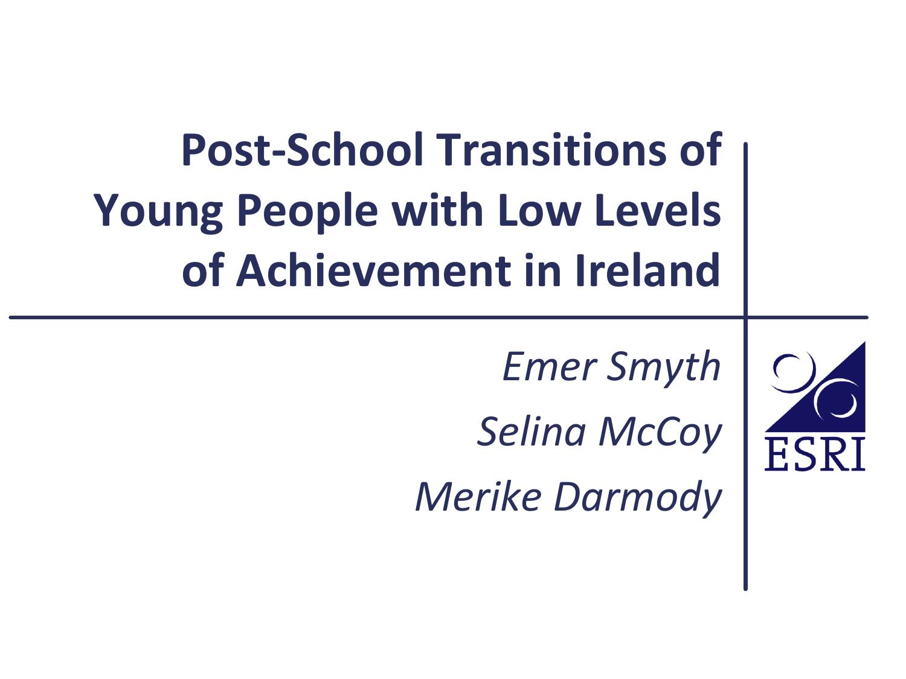# Post-School Transitions of Young People with Low Levels of Achievement in Ireland

*Emer Smyth*

*Selina McCoy*

*Merike Darmody*

ESRI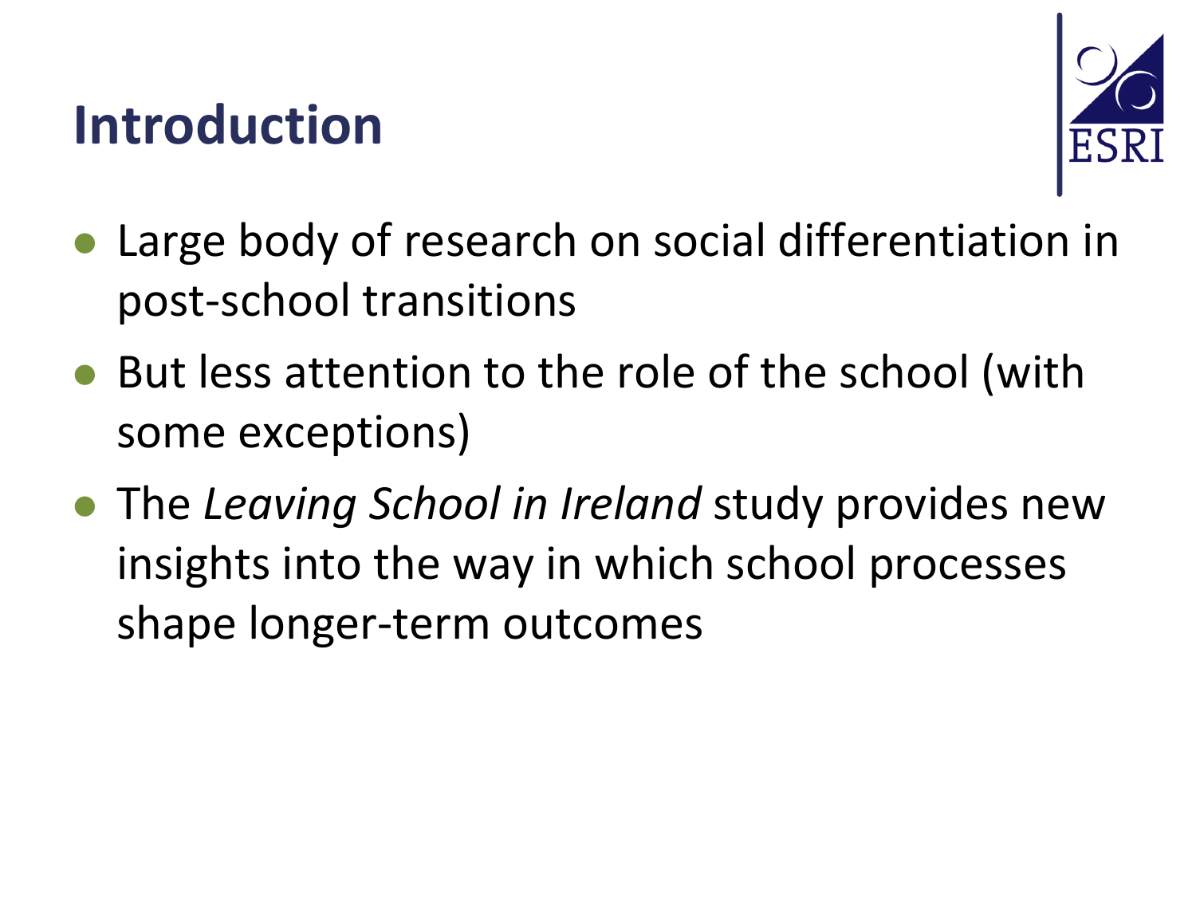# Introduction

- Large body of research on social differentiation in post-school transitions
- But less attention to the role of the school (with some exceptions)
- The *Leaving School in Ireland* study provides new insights into the way in which school processes shape longer-term outcomes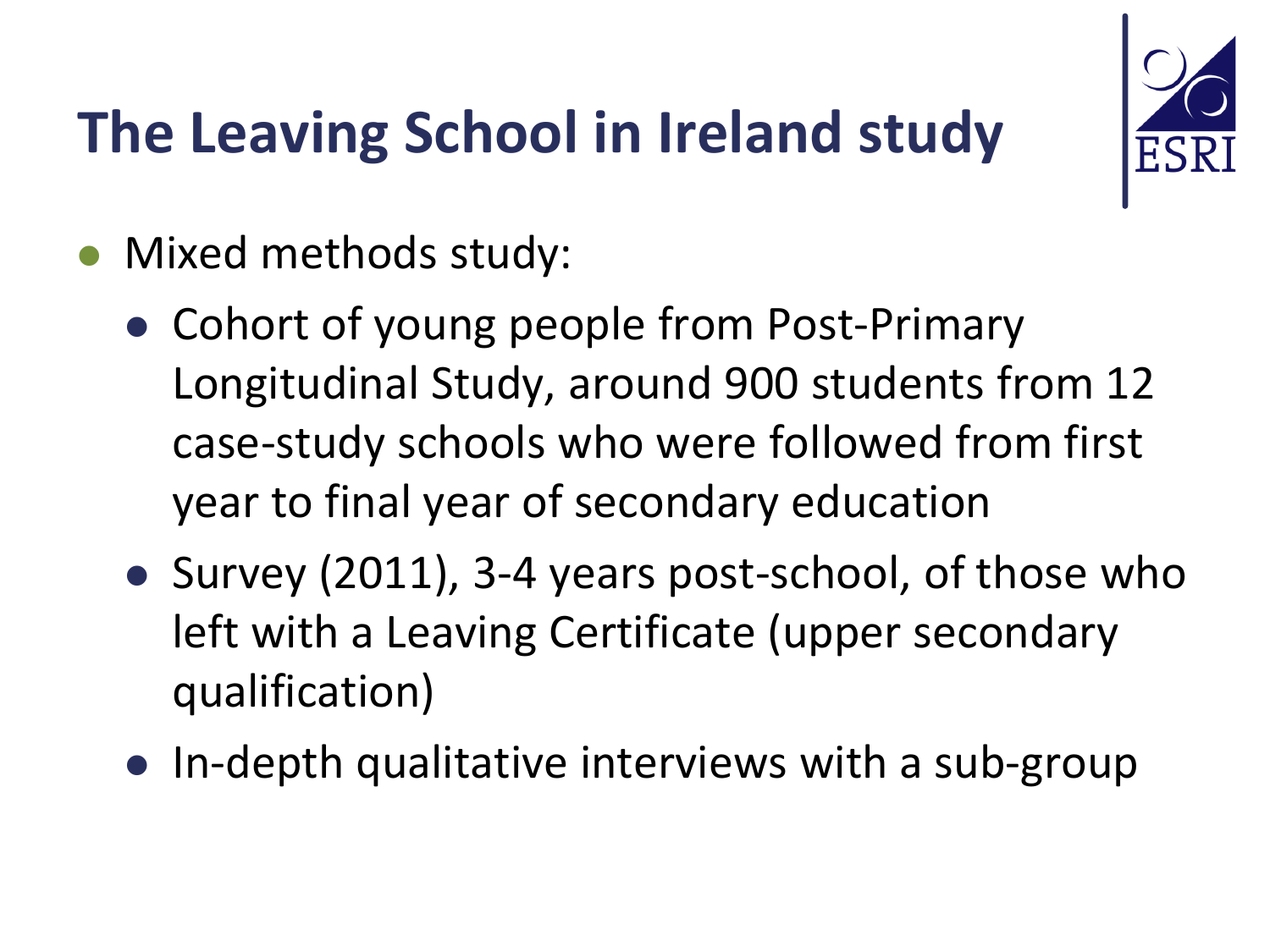# The Leaving School in Ireland study

- Mixed methods study:
  - Cohort of young people from Post-Primary Longitudinal Study, around 900 students from 12 case-study schools who were followed from first year to final year of secondary education
  - Survey (2011), 3-4 years post-school, of those who left with a Leaving Certificate (upper secondary qualification)
  - In-depth qualitative interviews with a sub-group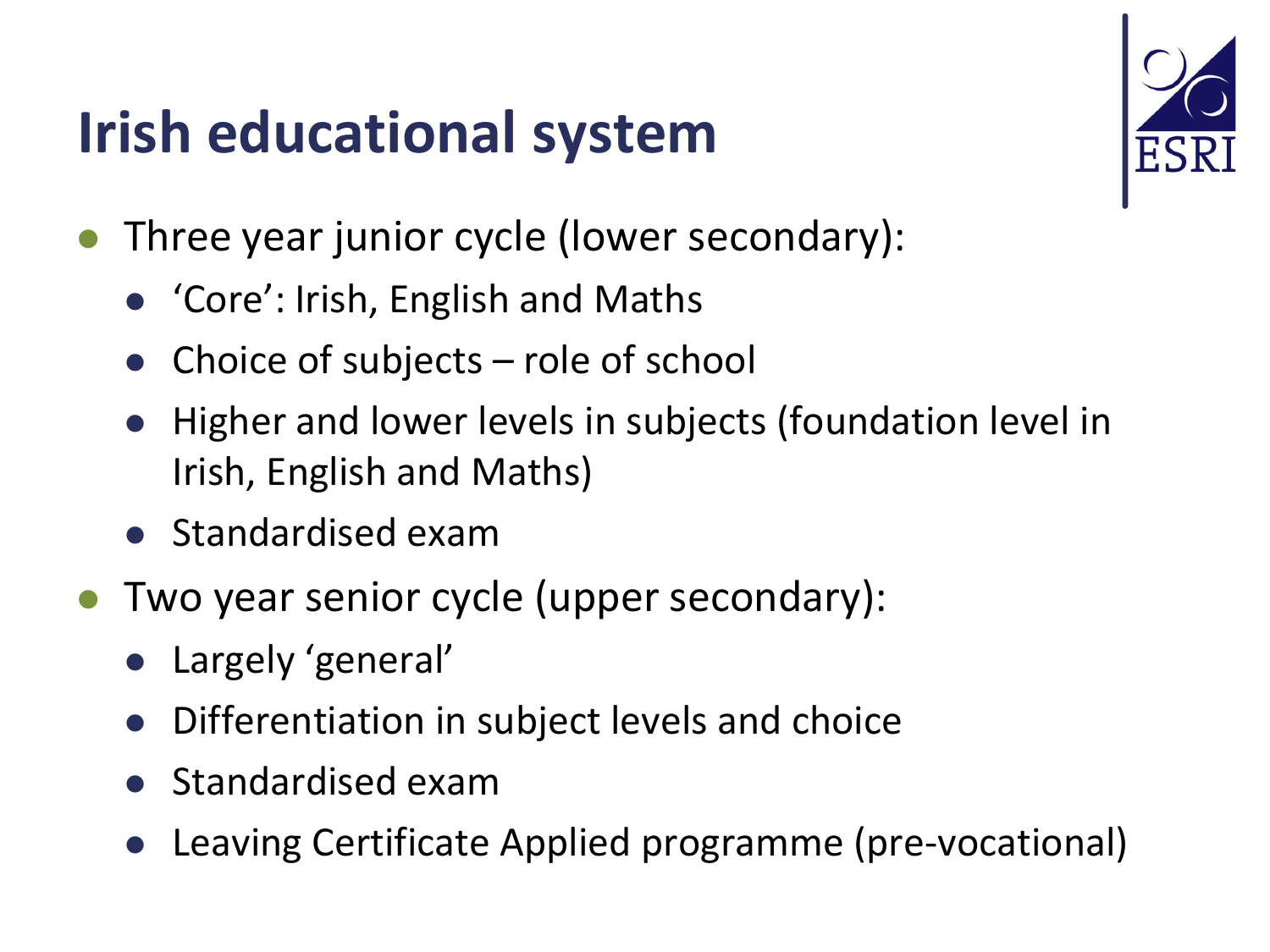# Irish educational system

- Three year junior cycle (lower secondary):
  - 'Core': Irish, English and Maths
  - Choice of subjects – role of school
  - Higher and lower levels in subjects (foundation level in Irish, English and Maths)
  - Standardised exam
- Two year senior cycle (upper secondary):
  - Largely 'general'
  - Differentiation in subject levels and choice
  - Standardised exam
  - Leaving Certificate Applied programme (pre-vocational)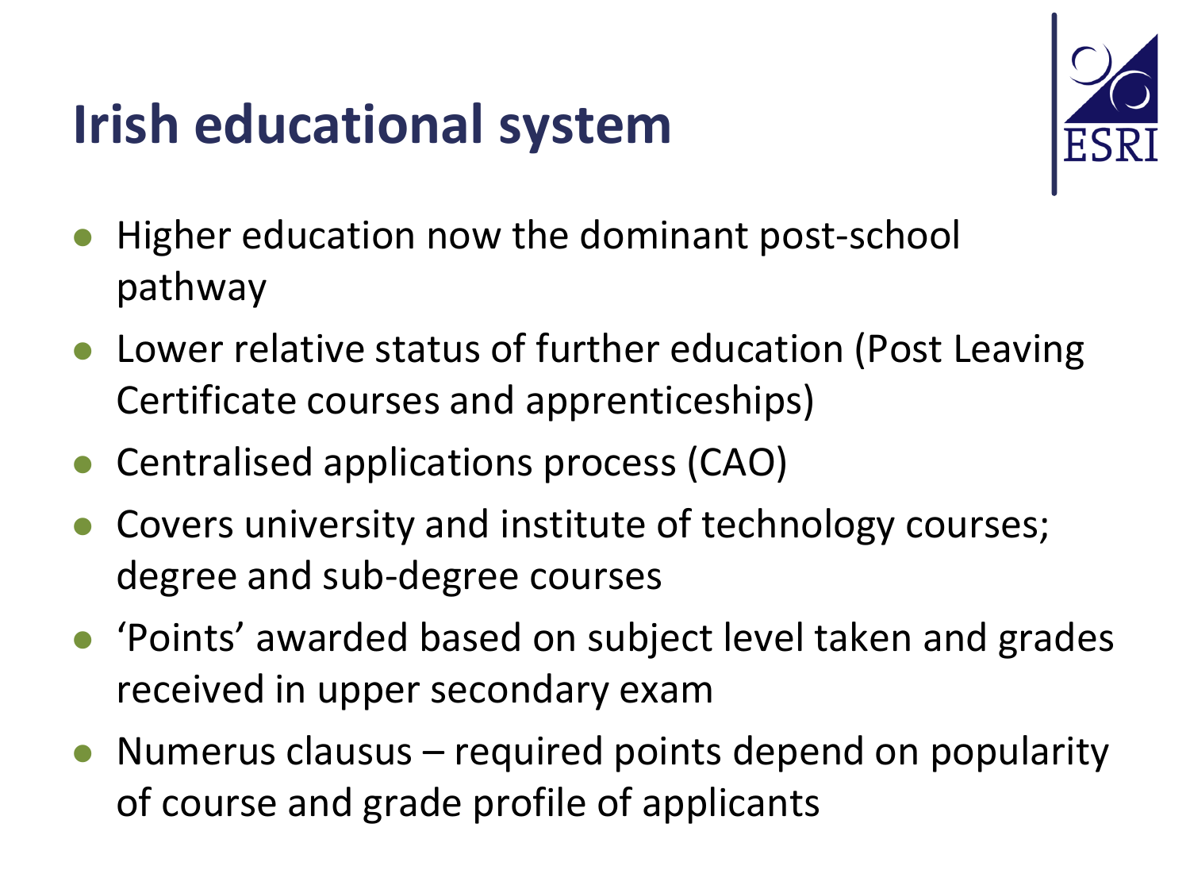# Irish educational system

- Higher education now the dominant post-school pathway
- Lower relative status of further education (Post Leaving Certificate courses and apprenticeships)
- Centralised applications process (CAO)
- Covers university and institute of technology courses; degree and sub-degree courses
- 'Points' awarded based on subject level taken and grades received in upper secondary exam
- Numerus clausus – required points depend on popularity of course and grade profile of applicants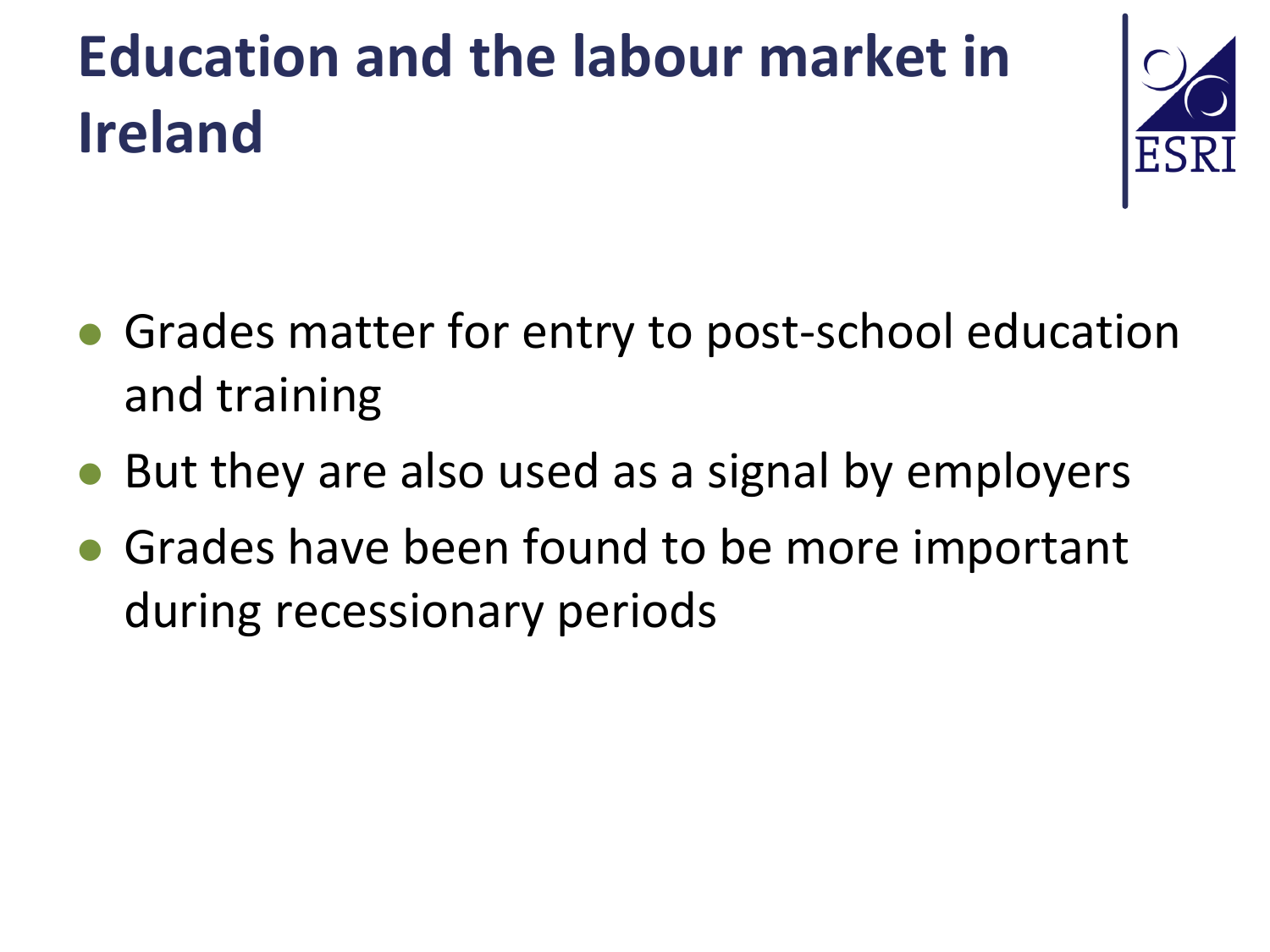# Education and the labour market in Ireland

- Grades matter for entry to post-school education and training
- But they are also used as a signal by employers
- Grades have been found to be more important during recessionary periods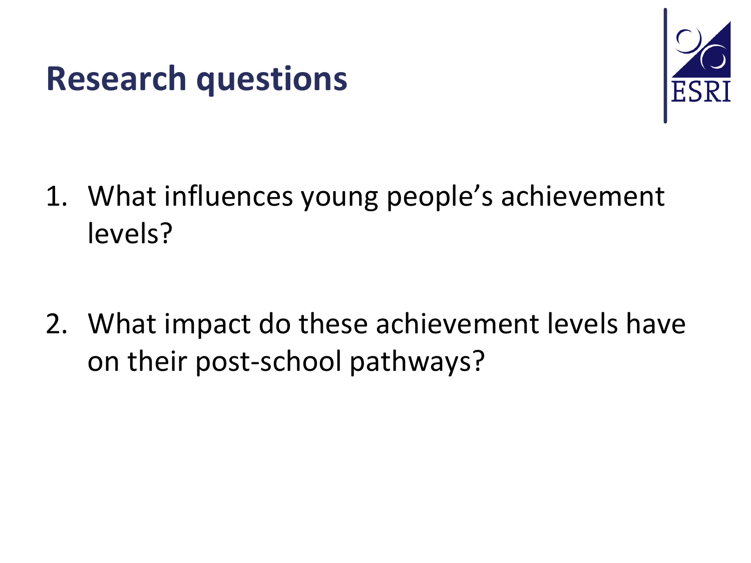# Research questions

1. What influences young people's achievement levels?

2. What impact do these achievement levels have on their post-school pathways?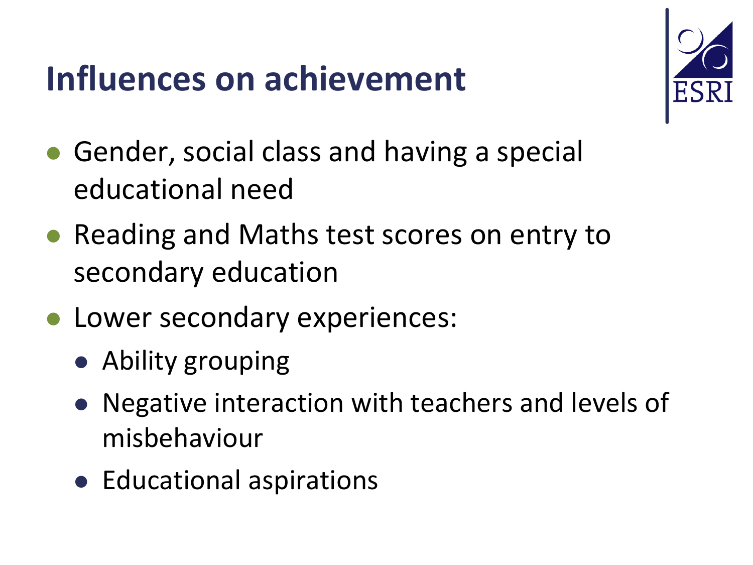# Influences on achievement

- Gender, social class and having a special educational need
- Reading and Maths test scores on entry to secondary education
- Lower secondary experiences:
  - Ability grouping
  - Negative interaction with teachers and levels of misbehaviour
  - Educational aspirations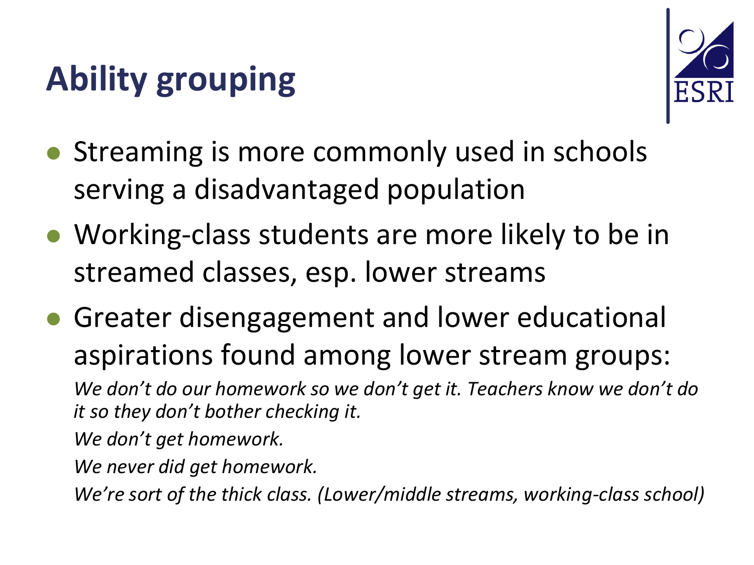# Ability grouping

- Streaming is more commonly used in schools serving a disadvantaged population
- Working-class students are more likely to be in streamed classes, esp. lower streams
- Greater disengagement and lower educational aspirations found among lower stream groups:

  *We don't do our homework so we don't get it. Teachers know we don't do it so they don't bother checking it.*

  *We don't get homework.*

  *We never did get homework.*

  *We're sort of the thick class. (Lower/middle streams, working-class school)*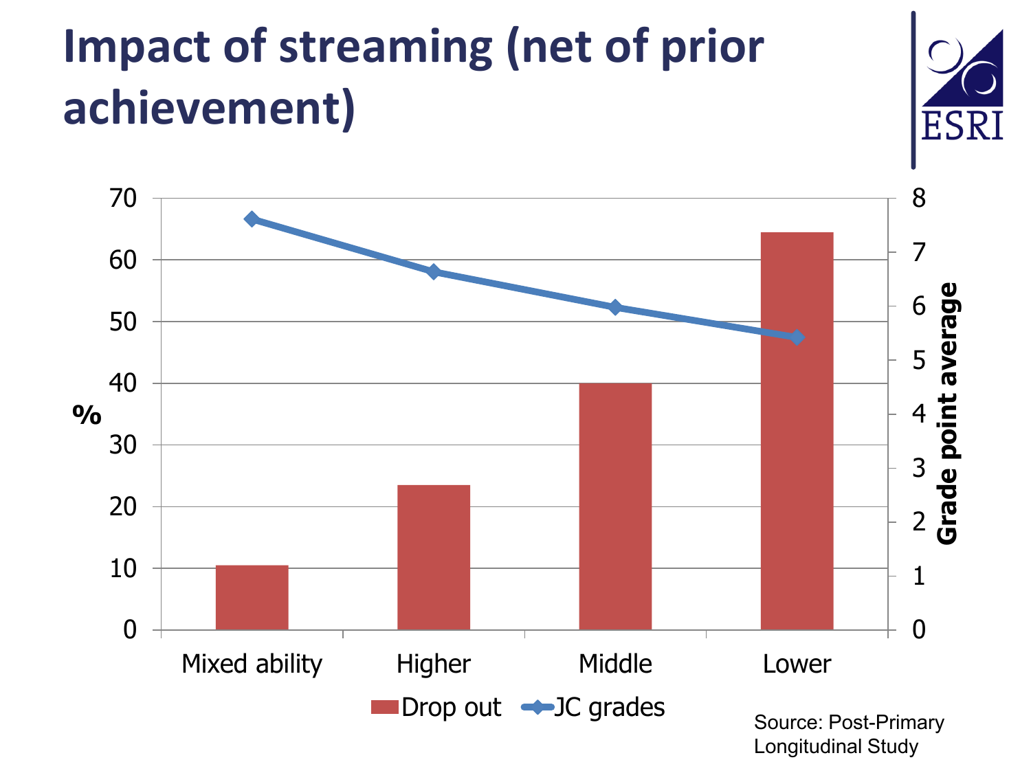# Impact of streaming (net of prior achievement)

| | Drop out (%) | JC grades (Grade point average) |
|---|---|---|
| Mixed ability | 10.5 | 7.6 |
| Higher | 23.5 | 6.6 |
| Middle | 40 | 6.0 |
| Lower | 64.5 | 5.4 |

Source: Post-Primary Longitudinal Study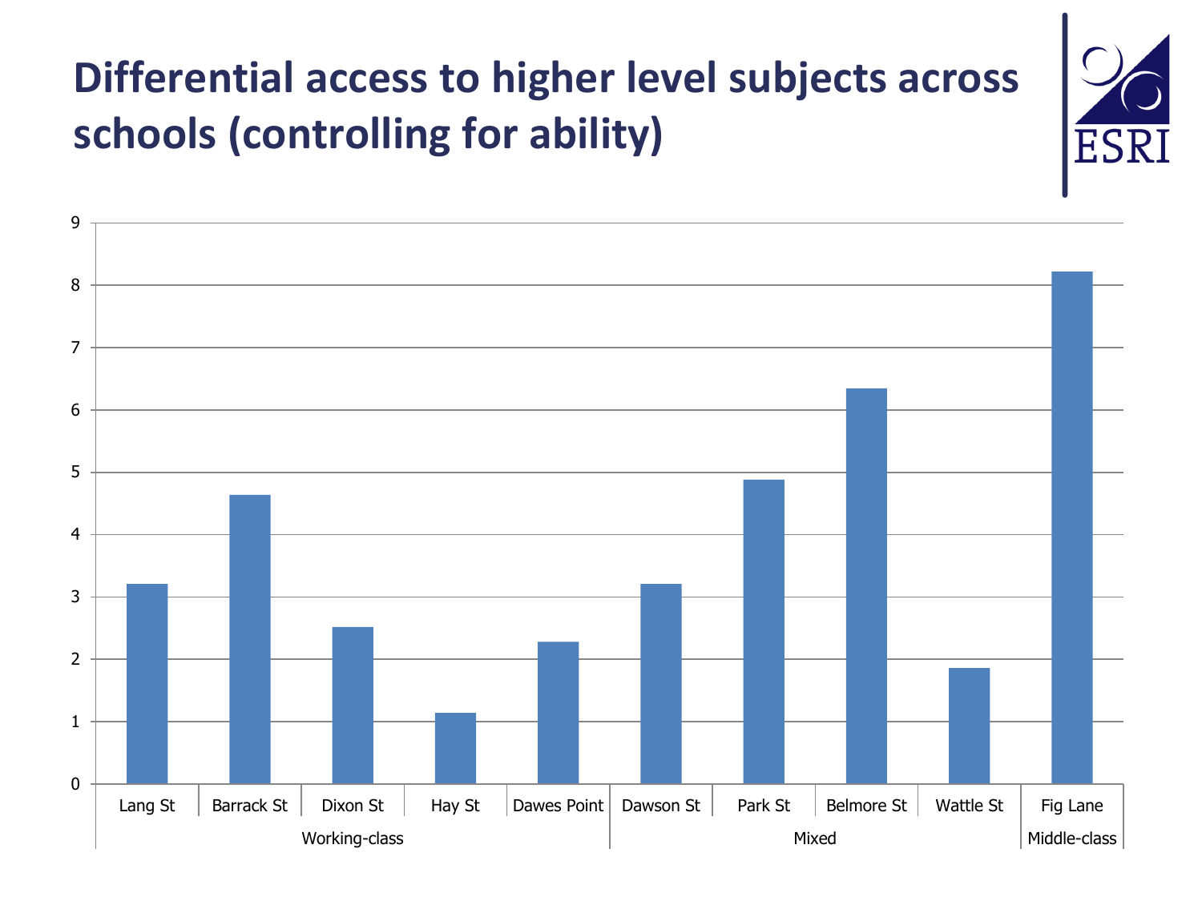# Differential access to higher level subjects across schools (controlling for ability)

| School | Group | Value |
| --- | --- | --- |
| Lang St | Working-class | 3.2 |
| Barrack St | Working-class | 4.6 |
| Dixon St | Working-class | 2.5 |
| Hay St | Working-class | 1.1 |
| Dawes Point | Working-class | 2.3 |
| Dawson St | Mixed | 3.2 |
| Park St | Mixed | 4.9 |
| Belmore St | Mixed | 6.3 |
| Wattle St | Mixed | 1.9 |
| Fig Lane | Middle-class | 8.2 |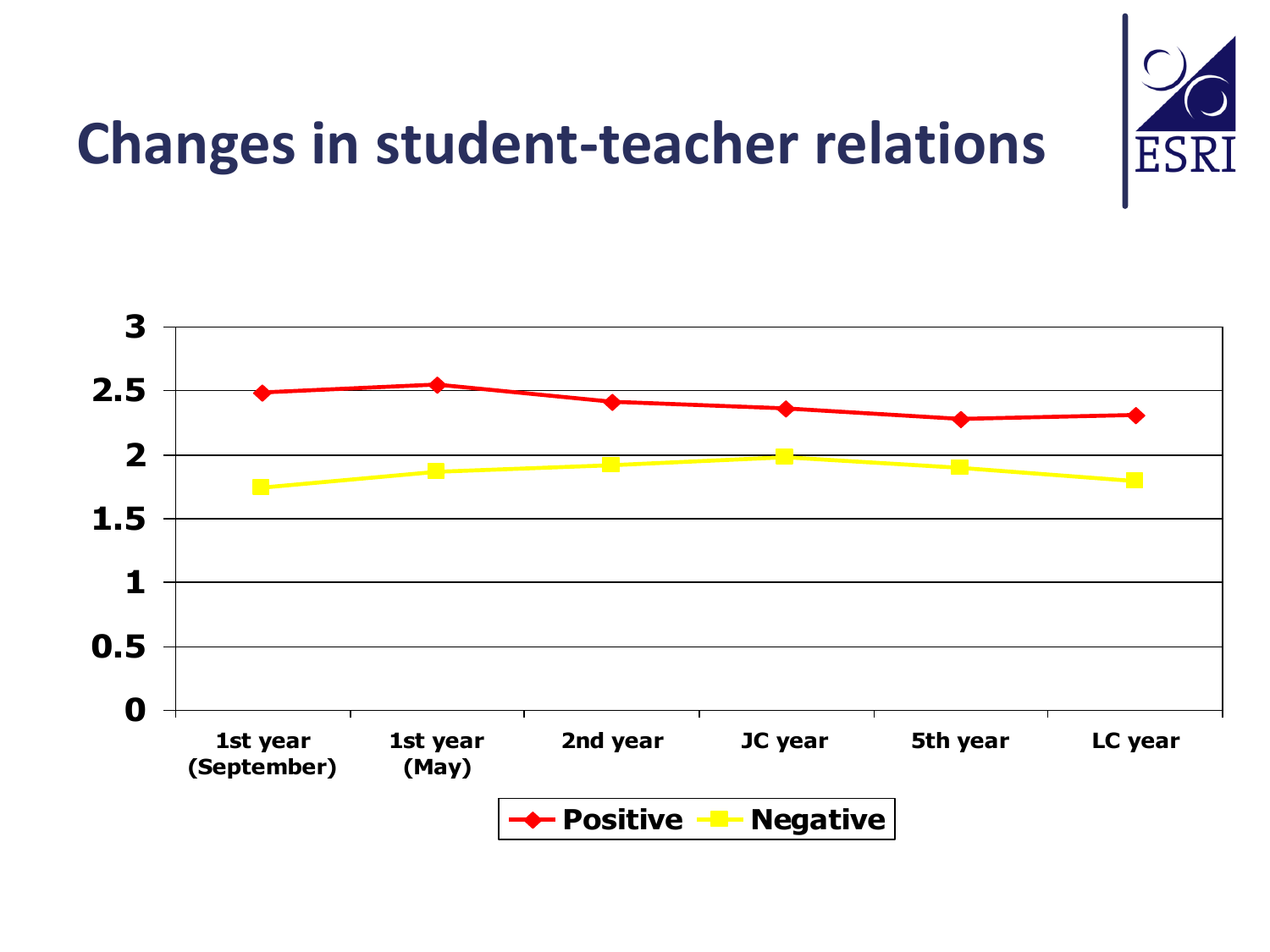# Changes in student-teacher relations

| | 1st year (September) | 1st year (May) | 2nd year | JC year | 5th year | LC year |
|---|---|---|---|---|---|---|
| Positive | 2.48 | 2.55 | 2.41 | 2.36 | 2.28 | 2.31 |
| Negative | 1.75 | 1.87 | 1.92 | 1.99 | 1.90 | 1.80 |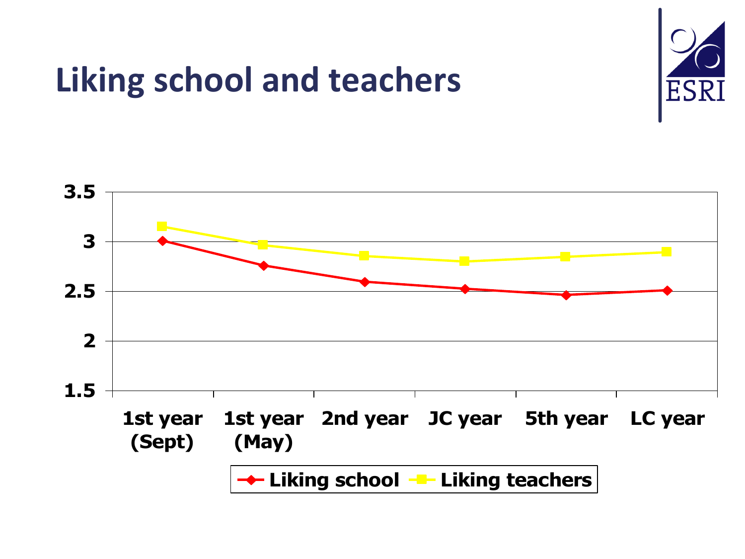# Liking school and teachers

| | 1st year (Sept) | 1st year (May) | 2nd year | JC year | 5th year | LC year |
|---|---|---|---|---|---|---|
| Liking school | 3.01 | 2.76 | 2.6 | 2.53 | 2.47 | 2.51 |
| Liking teachers | 3.15 | 2.97 | 2.86 | 2.8 | 2.85 | 2.9 |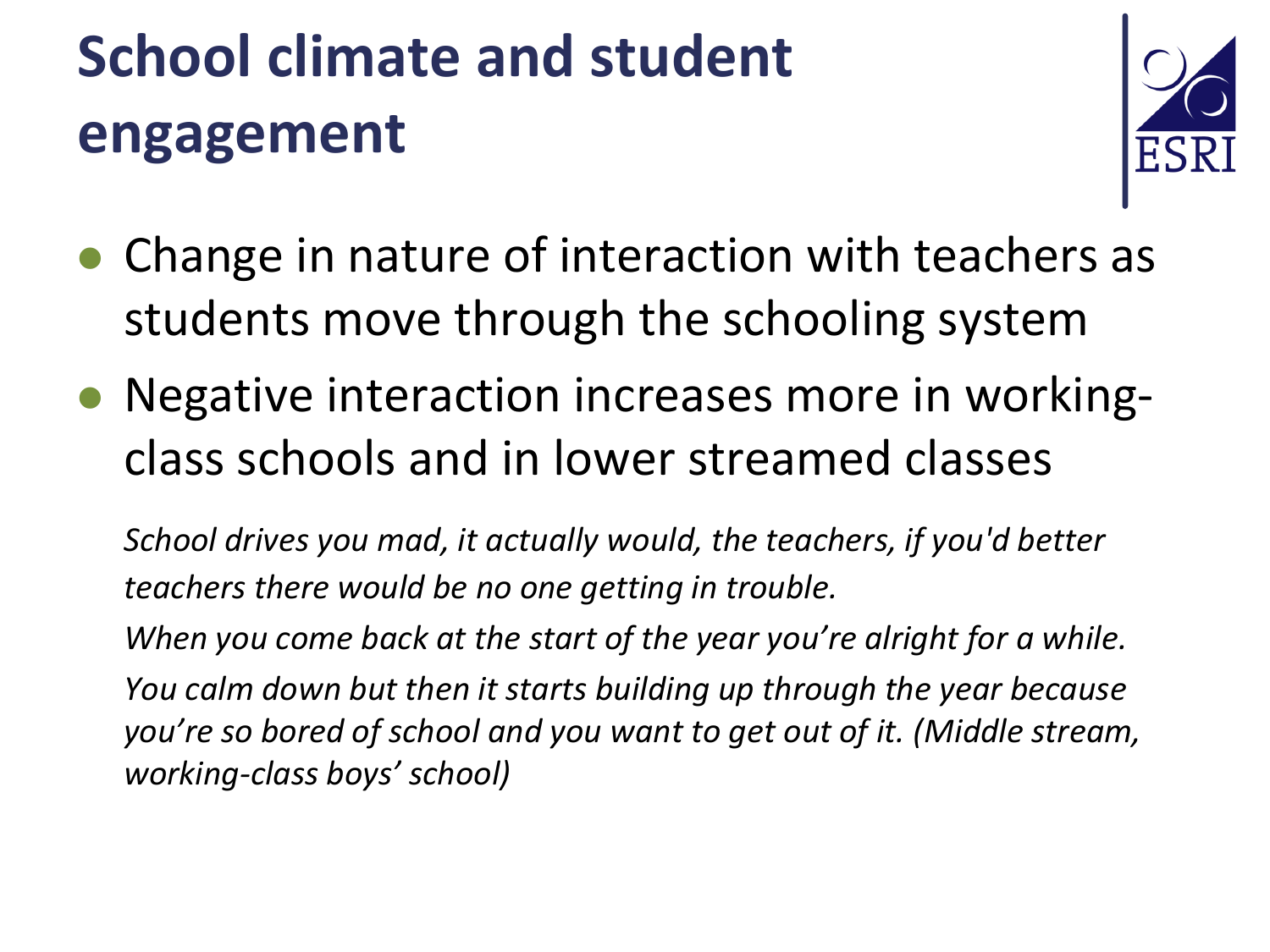# School climate and student engagement

- Change in nature of interaction with teachers as students move through the schooling system
- Negative interaction increases more in working-class schools and in lower streamed classes

*School drives you mad, it actually would, the teachers, if you'd better teachers there would be no one getting in trouble.*

*When you come back at the start of the year you're alright for a while. You calm down but then it starts building up through the year because you're so bored of school and you want to get out of it. (Middle stream, working-class boys' school)*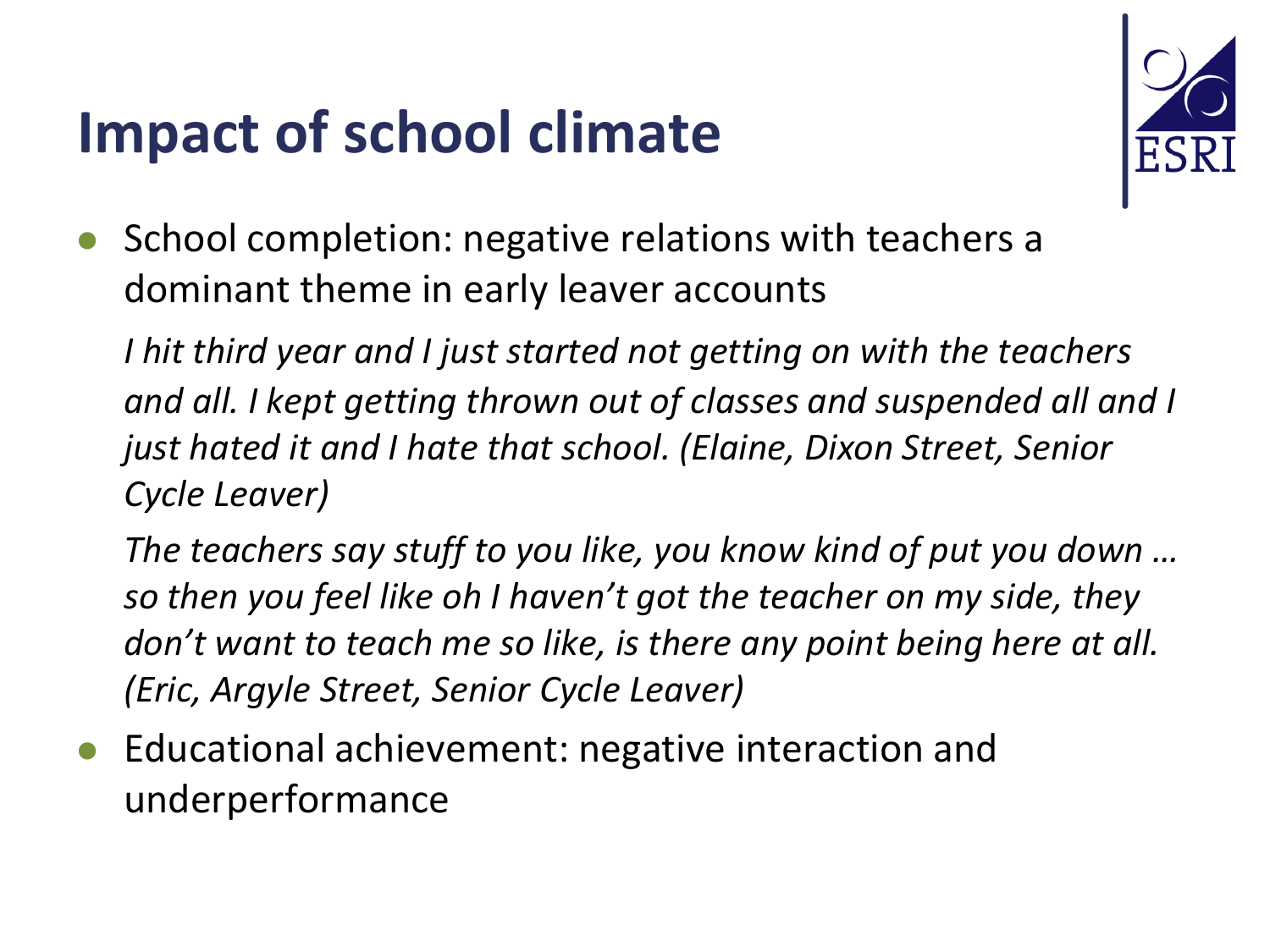# Impact of school climate

- School completion: negative relations with teachers a dominant theme in early leaver accounts

  *I hit third year and I just started not getting on with the teachers and all. I kept getting thrown out of classes and suspended all and I just hated it and I hate that school. (Elaine, Dixon Street, Senior Cycle Leaver)*

  *The teachers say stuff to you like, you know kind of put you down … so then you feel like oh I haven't got the teacher on my side, they don't want to teach me so like, is there any point being here at all. (Eric, Argyle Street, Senior Cycle Leaver)*

- Educational achievement: negative interaction and underperformance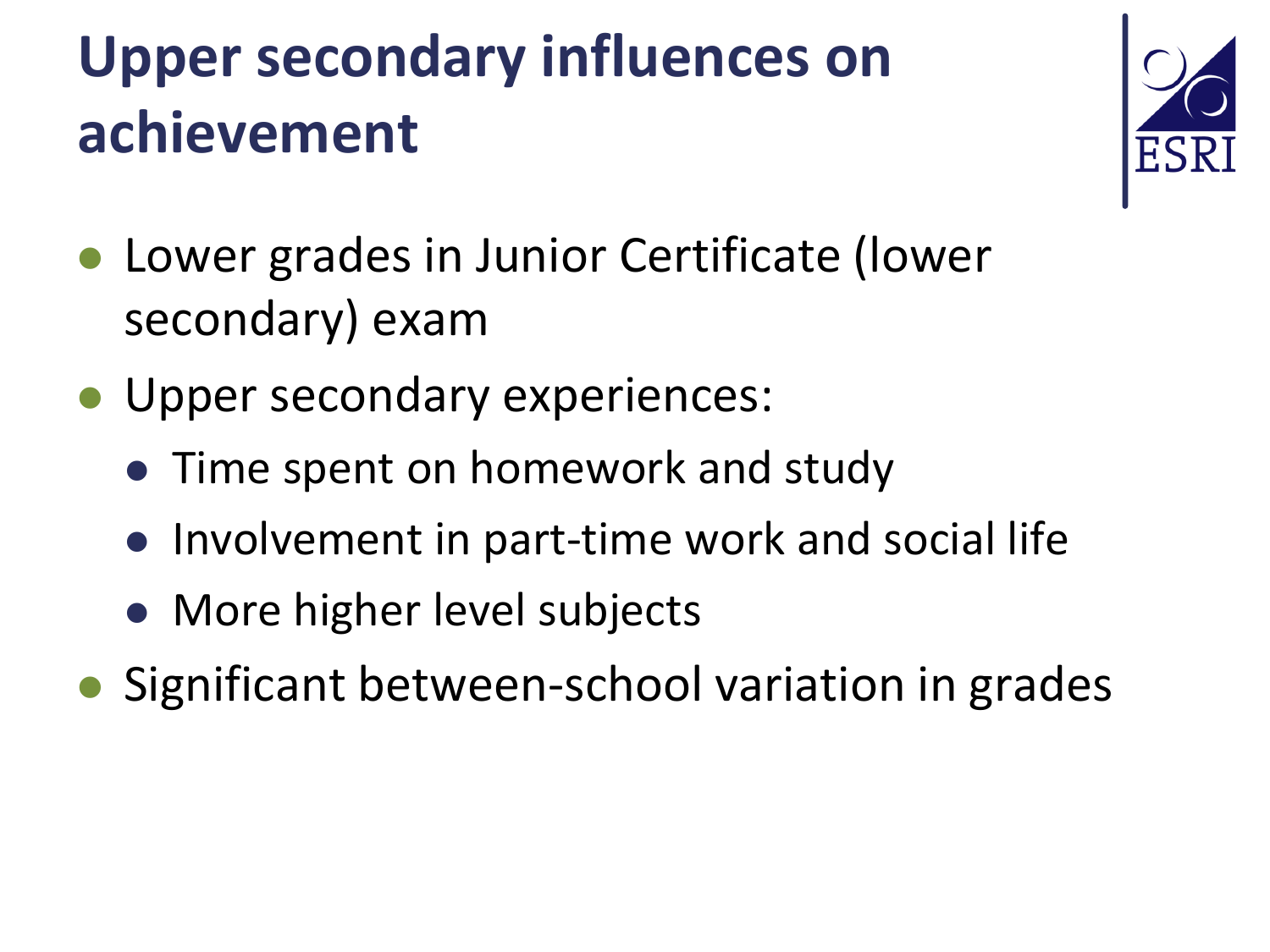# Upper secondary influences on achievement

- Lower grades in Junior Certificate (lower secondary) exam
- Upper secondary experiences:
  - Time spent on homework and study
  - Involvement in part-time work and social life
  - More higher level subjects
- Significant between-school variation in grades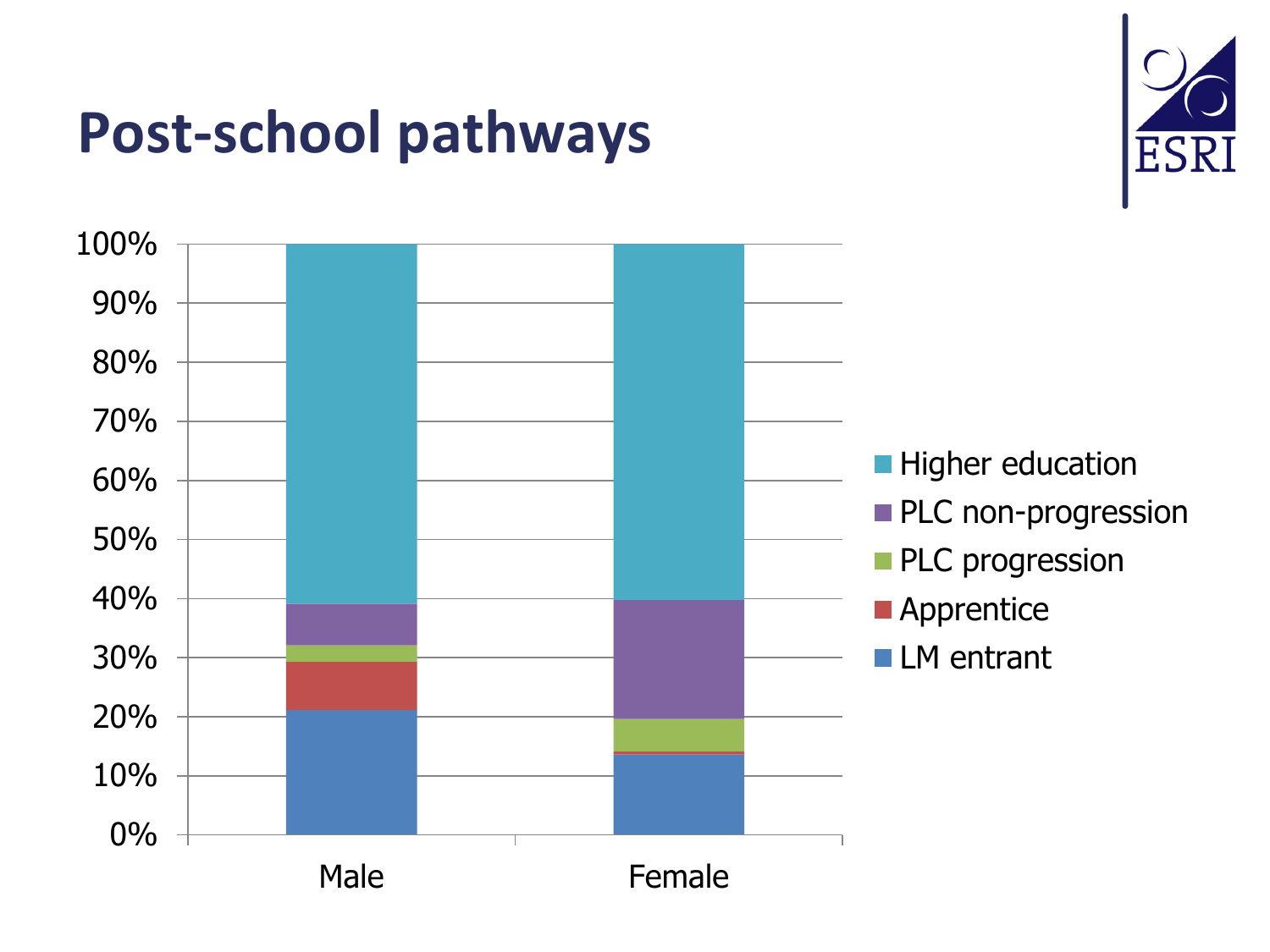# Post-school pathways

100%
90%
80%
70%
60%
50%
40%
30%
20%
10%
0%

Male

Female

- Higher education
- PLC non-progression
- PLC progression
- Apprentice
- LM entrant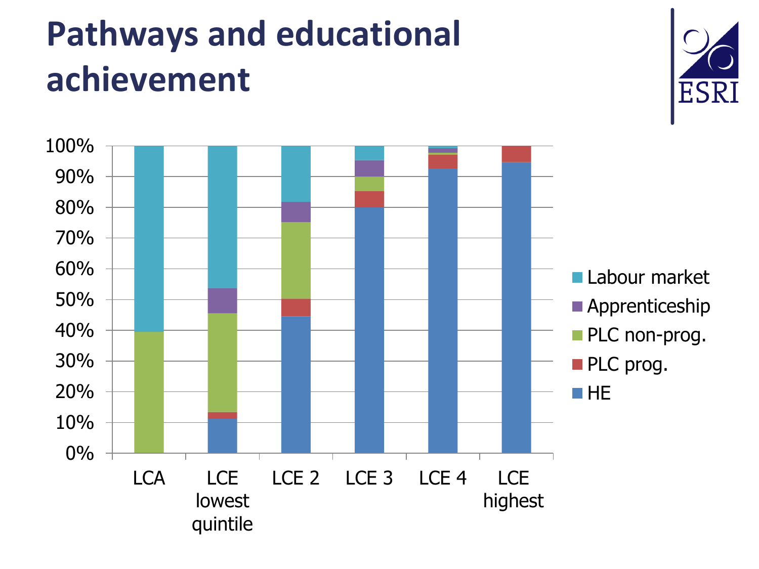# Pathways and educational achievement

| | HE | PLC prog. | PLC non-prog. | Apprenticeship | Labour market |
|---|---|---|---|---|---|
| LCA | 0% | 0% | 39% | 0% | 61% |
| LCE lowest quintile | 11% | 2% | 32% | 8% | 46% |
| LCE 2 | 44% | 6% | 25% | 7% | 18% |
| LCE 3 | 80% | 5% | 5% | 5% | 5% |
| LCE 4 | 92% | 5% | 1% | 1% | 1% |
| LCE highest | 95% | 5% | 0% | 0% | 0% |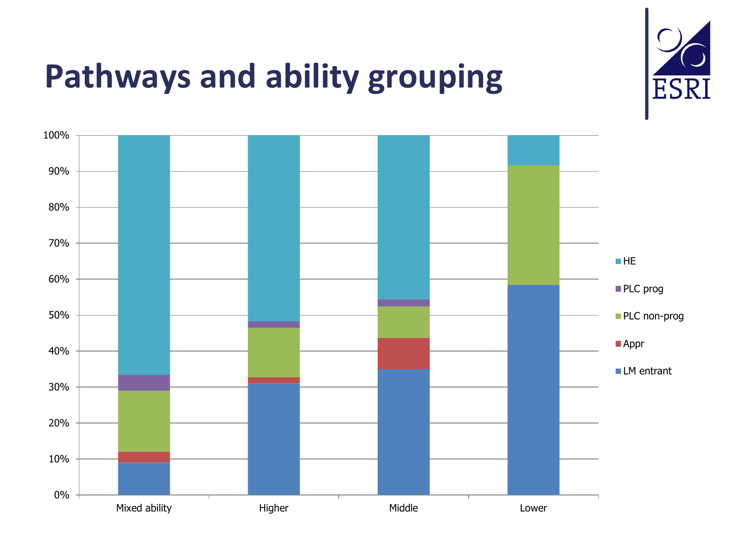# Pathways and ability grouping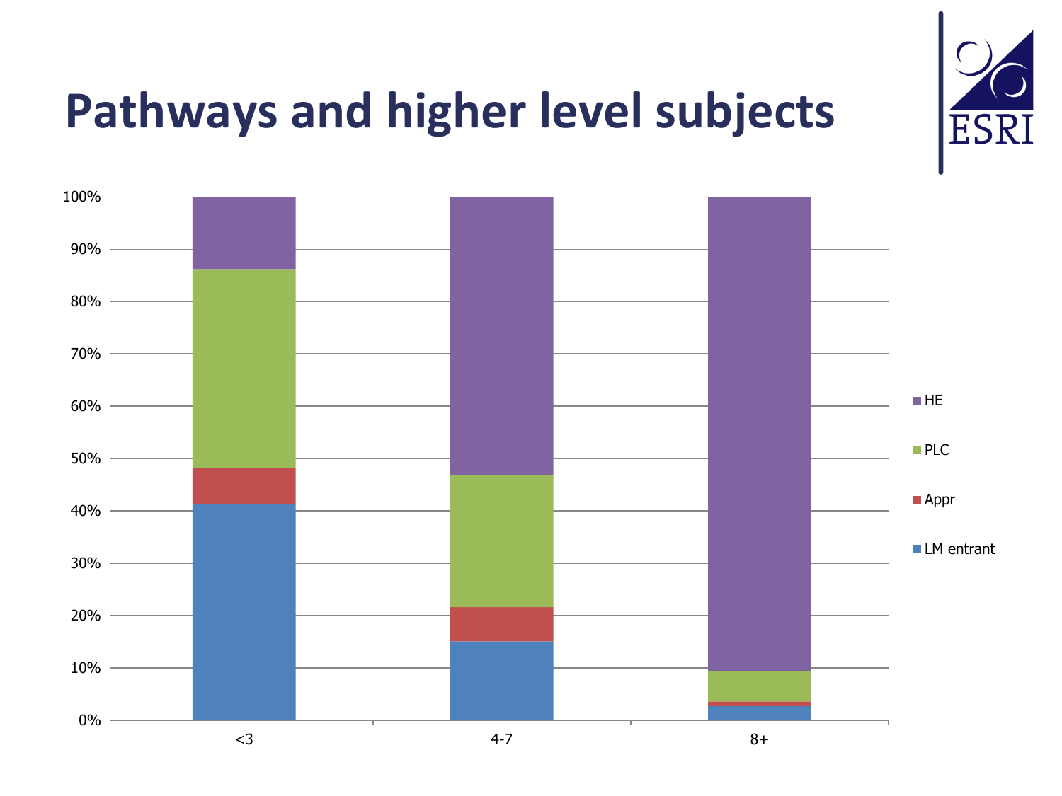# Pathways and higher level subjects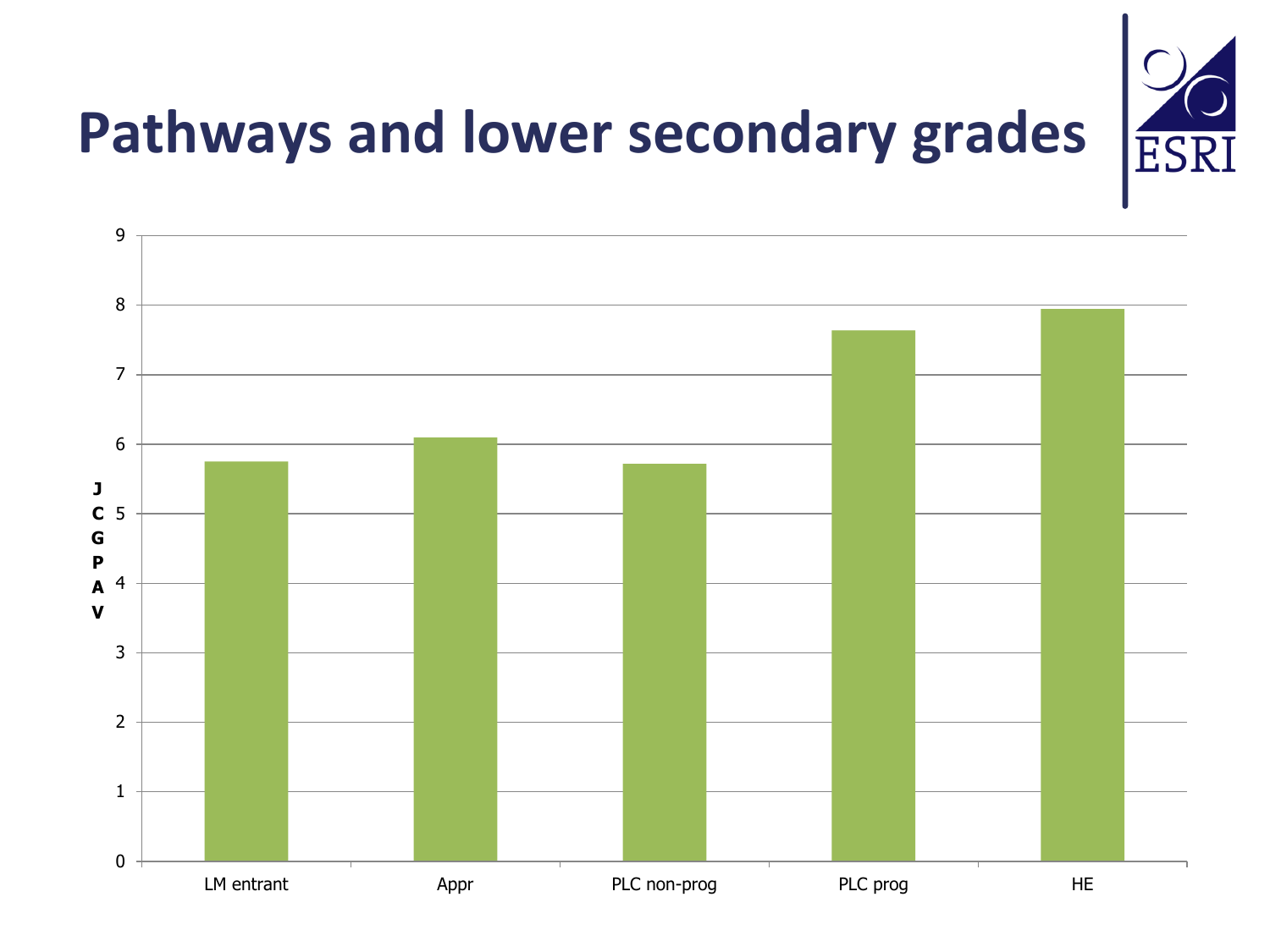# Pathways and lower secondary grades

| Pathway | JCGPAV |
|---|---|
| LM entrant | 5.75 |
| Appr | 6.1 |
| PLC non-prog | 5.72 |
| PLC prog | 7.64 |
| HE | 7.95 |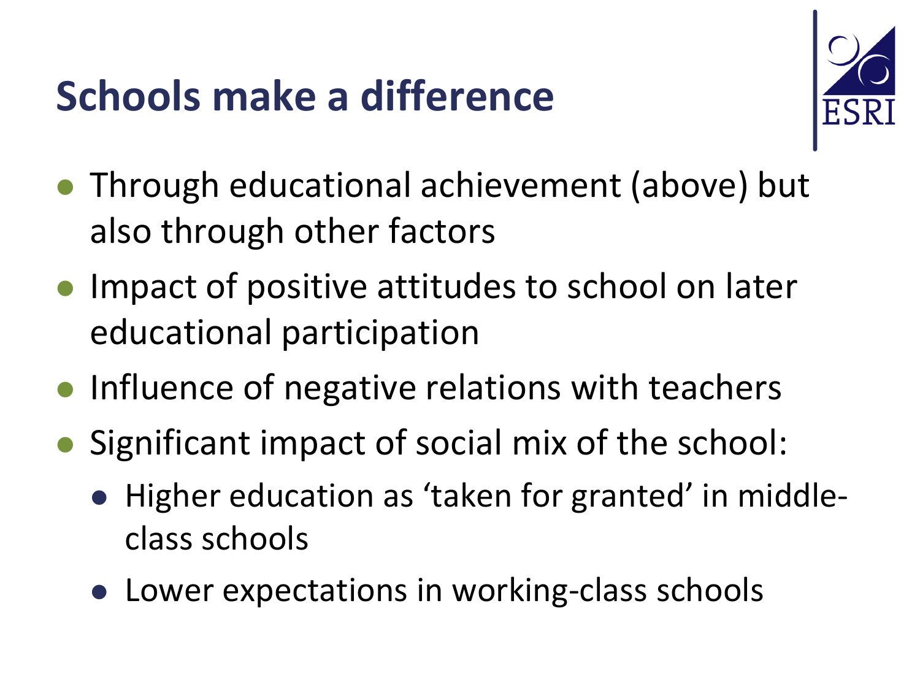# Schools make a difference

- Through educational achievement (above) but also through other factors
- Impact of positive attitudes to school on later educational participation
- Influence of negative relations with teachers
- Significant impact of social mix of the school:
  - Higher education as 'taken for granted' in middle-class schools
  - Lower expectations in working-class schools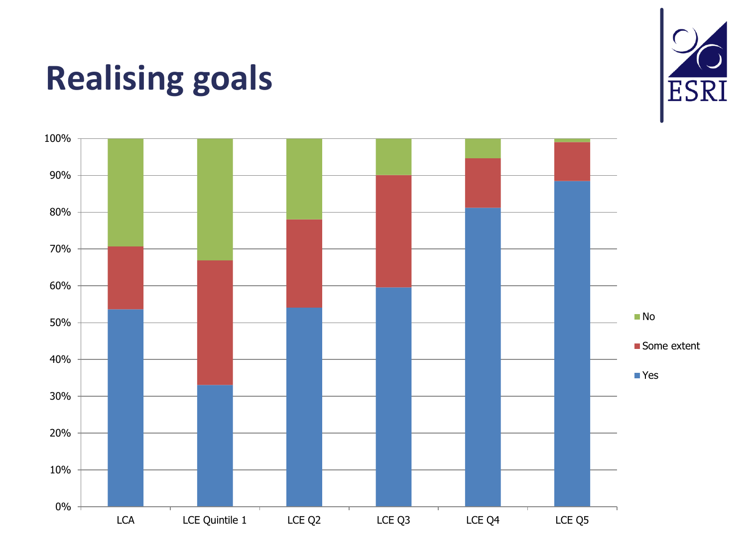# Realising goals

| | LCA | LCE Quintile 1 | LCE Q2 | LCE Q3 | LCE Q4 | LCE Q5 |
|---|---|---|---|---|---|---|
| Yes | 53.6% | 33.1% | 54.1% | 59.5% | 81.3% | 88.5% |
| Some extent | 17.1% | 33.8% | 23.9% | 30.6% | 13.4% | 10.5% |
| No | 29.3% | 33.1% | 22.0% | 9.9% | 5.3% | 1.0% |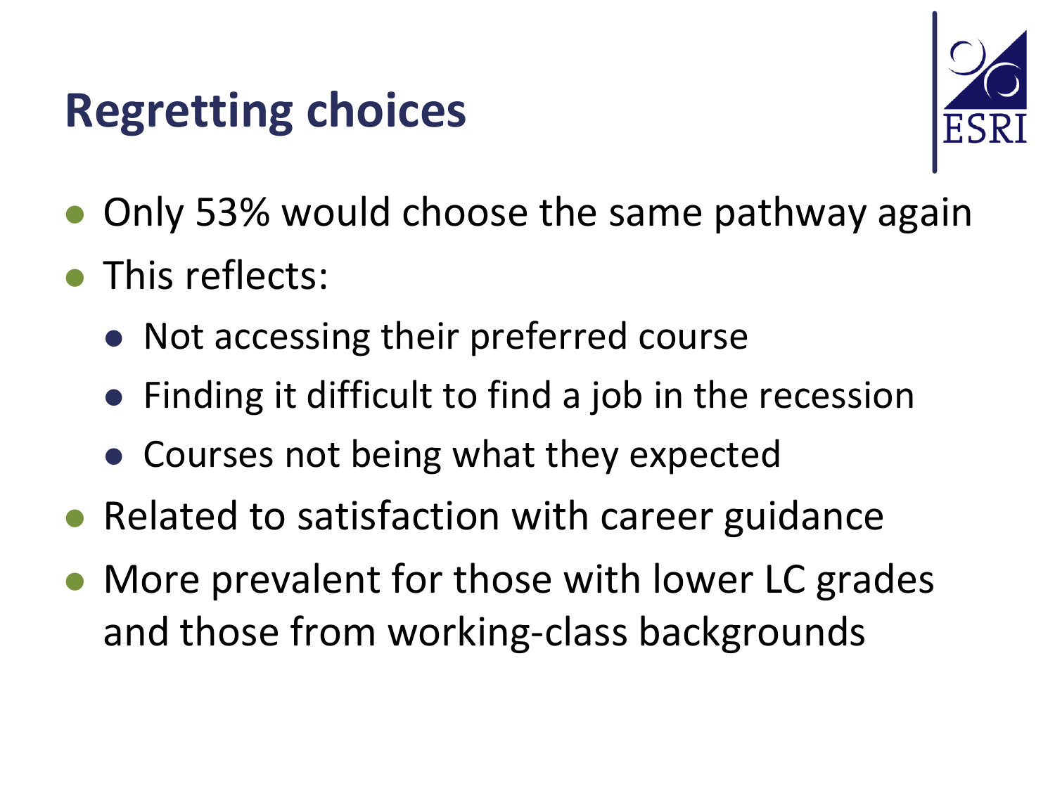# Regretting choices

- Only 53% would choose the same pathway again
- This reflects:
  - Not accessing their preferred course
  - Finding it difficult to find a job in the recession
  - Courses not being what they expected
- Related to satisfaction with career guidance
- More prevalent for those with lower LC grades and those from working-class backgrounds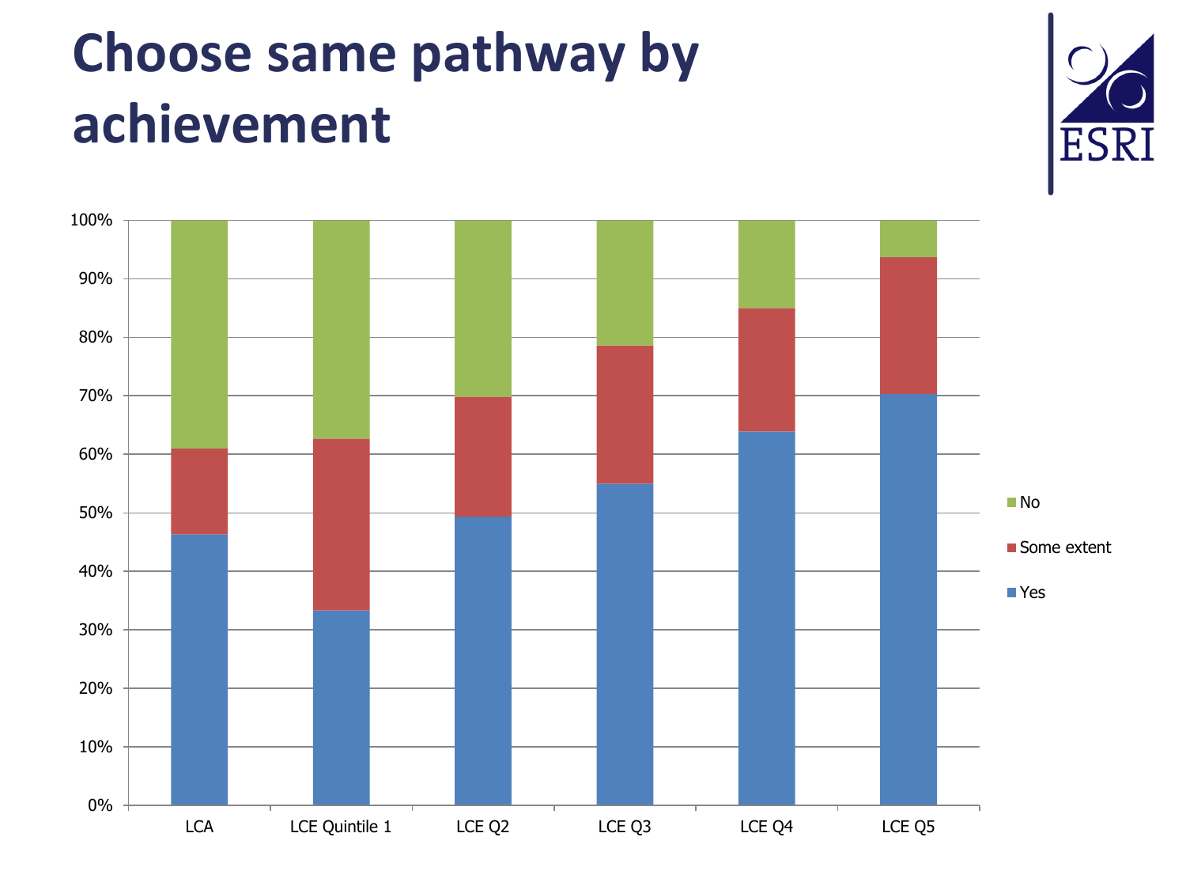# Choose same pathway by achievement

| | Yes | Some extent | No |
|---|---|---|---|
| LCA | | | |
| LCE Quintile 1 | | | |
| LCE Q2 | | | |
| LCE Q3 | | | |
| LCE Q4 | | | |
| LCE Q5 | | | |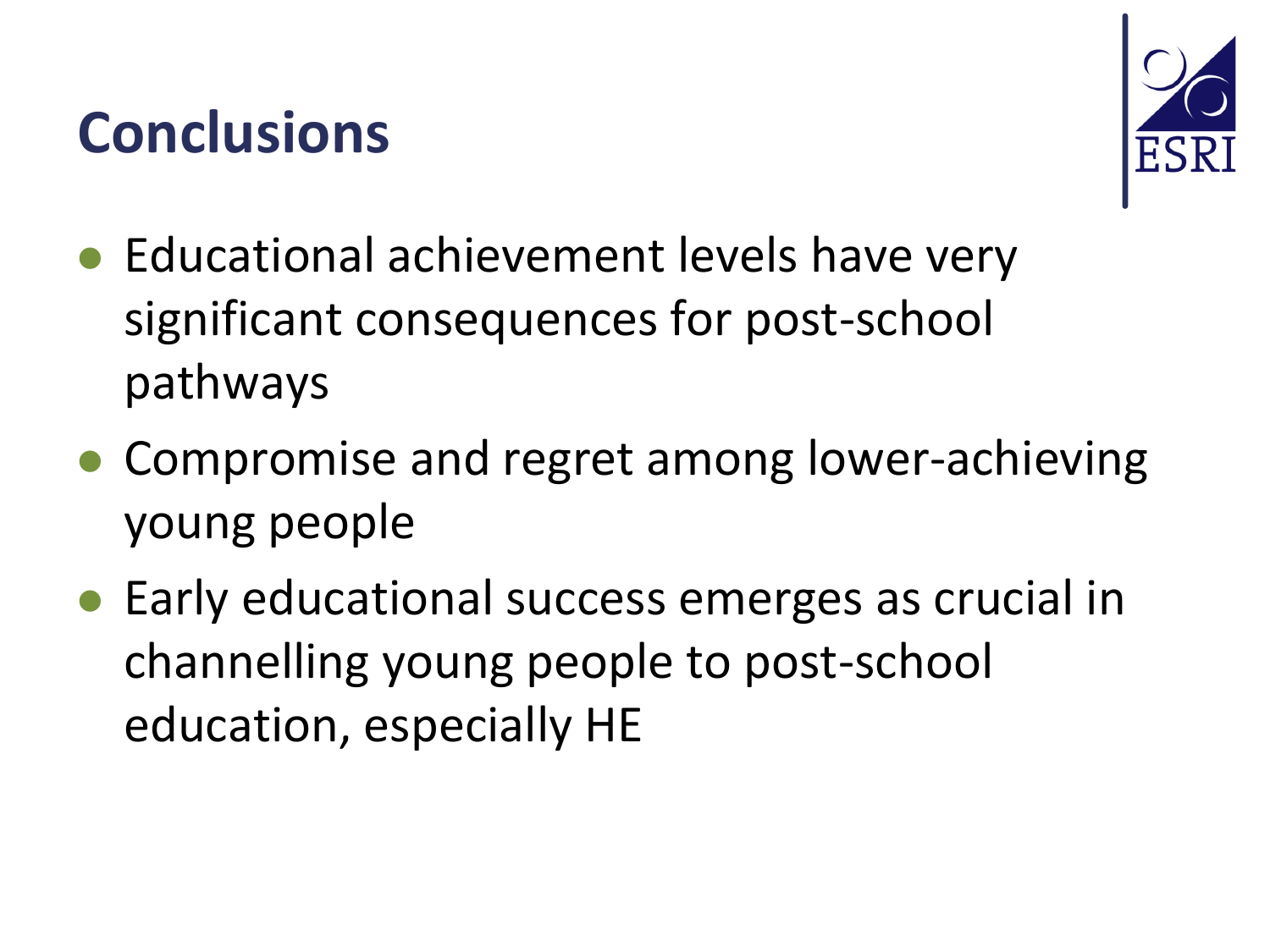# Conclusions

- Educational achievement levels have very significant consequences for post-school pathways
- Compromise and regret among lower-achieving young people
- Early educational success emerges as crucial in channelling young people to post-school education, especially HE